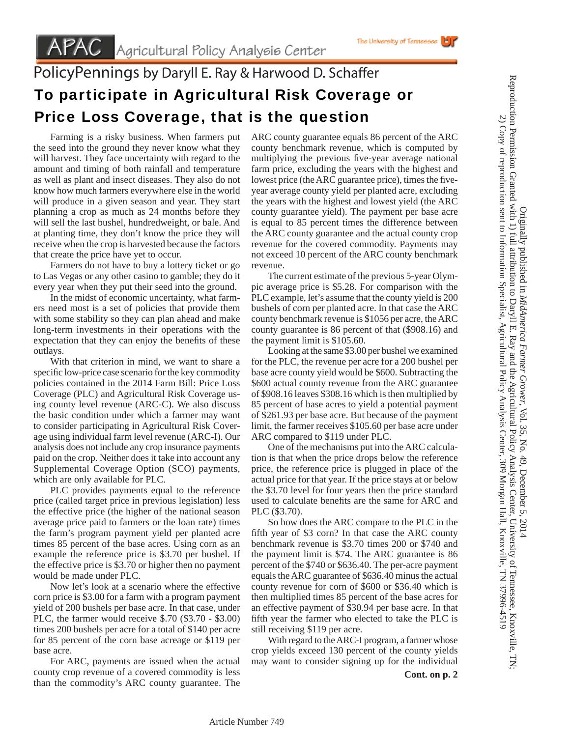PolicyPennings by Daryll E. Ray & Harwood D. Schaffer

# To participate in Agricultural Risk Coverage or Price Loss Coverage, that is the question

Farming is a risky business. When farmers put the seed into the ground they never know what they will harvest. They face uncertainty with regard to the amount and timing of both rainfall and temperature as well as plant and insect diseases. They also do not know how much farmers everywhere else in the world will produce in a given season and year. They start planning a crop as much as 24 months before they will sell the last bushel, hundredweight, or bale. And at planting time, they don't know the price they will receive when the crop is harvested because the factors that create the price have yet to occur.

Farmers do not have to buy a lottery ticket or go to Las Vegas or any other casino to gamble; they do it every year when they put their seed into the ground.

In the midst of economic uncertainty, what farmers need most is a set of policies that provide them with some stability so they can plan ahead and make long-term investments in their operations with the expectation that they can enjoy the benefits of these outlays.

With that criterion in mind, we want to share a specific low-price case scenario for the key commodity policies contained in the 2014 Farm Bill: Price Loss Coverage (PLC) and Agricultural Risk Coverage using county level revenue (ARC-C). We also discuss the basic condition under which a farmer may want to consider participating in Agricultural Risk Coverage using individual farm level revenue (ARC-I). Our analysis does not include any crop insurance payments paid on the crop. Neither does it take into account any Supplemental Coverage Option (SCO) payments, which are only available for PLC.

PLC provides payments equal to the reference price (called target price in previous legislation) less the effective price (the higher of the national season average price paid to farmers or the loan rate) times the farm's program payment yield per planted acre times 85 percent of the base acres. Using corn as an example the reference price is $3.70 per bushel. If the effective price is $3.70 or higher then no payment would be made under PLC.

Now let's look at a scenario where the effective corn price is $3.00 for a farm with a program payment yield of 200 bushels per base acre. In that case, under PLC, the farmer would receive $.70 ($3.70 - $3.00) times 200 bushels per acre for a total of $140 per acre for 85 percent of the corn base acreage or $119 per base acre.

For ARC, payments are issued when the actual county crop revenue of a covered commodity is less than the commodity's ARC county guarantee. The ARC county guarantee equals 86 percent of the ARC county benchmark revenue, which is computed by multiplying the previous five-year average national farm price, excluding the years with the highest and lowest price (the ARC guarantee price), times the five-year average county yield per planted acre, excluding the years with the highest and lowest yield (the ARC county guarantee yield). The payment per base acre is equal to 85 percent times the difference between the ARC county guarantee and the actual county crop revenue for the covered commodity. Payments may not exceed 10 percent of the ARC county benchmark revenue.

The current estimate of the previous 5-year Olympic average price is $5.28. For comparison with the PLC example, let's assume that the county yield is 200 bushels of corn per planted acre. In that case the ARC county benchmark revenue is $1056 per acre, the ARC county guarantee is 86 percent of that ($908.16) and the payment limit is $105.60.

Looking at the same $3.00 per bushel we examined for the PLC, the revenue per acre for a 200 bushel per base acre county yield would be $600. Subtracting the $600 actual county revenue from the ARC guarantee of $908.16 leaves $308.16 which is then multiplied by 85 percent of base acres to yield a potential payment of $261.93 per base acre. But because of the payment limit, the farmer receives $105.60 per base acre under ARC compared to $119 under PLC.

One of the mechanisms put into the ARC calculation is that when the price drops below the reference price, the reference price is plugged in place of the actual price for that year. If the price stays at or below the $3.70 level for four years then the price standard used to calculate benefits are the same for ARC and PLC ($3.70).

So how does the ARC compare to the PLC in the fifth year of $3 corn? In that case the ARC county benchmark revenue is $3.70 times 200 or $740 and the payment limit is $74. The ARC guarantee is 86 percent of the $740 or $636.40. The per-acre payment equals the ARC guarantee of $636.40 minus the actual county revenue for corn of $600 or $36.40 which is then multiplied times 85 percent of the base acres for an effective payment of $30.94 per base acre. In that fifth year the farmer who elected to take the PLC is still receiving $119 per acre.

With regard to the ARC-I program, a farmer whose crop yields exceed 130 percent of the county yields may want to consider signing up for the individual

**Cont. on p. 2**

Originally published in *MidAmerica Farmer Grower*, Vol. 35, No. 49, December 5, 2014
Reproduction Permission Granted with 1) full attribution to Daryll E. Ray and the Agricultural Policy Analysis Center, University of Tennessee, Knoxville, TN; 2) Copy of reproduction sent to Information Specialist, Agricultural Policy Analysis Center, 309 Morgan Hall, Knoxville, TN 37996-4519

Article Number 749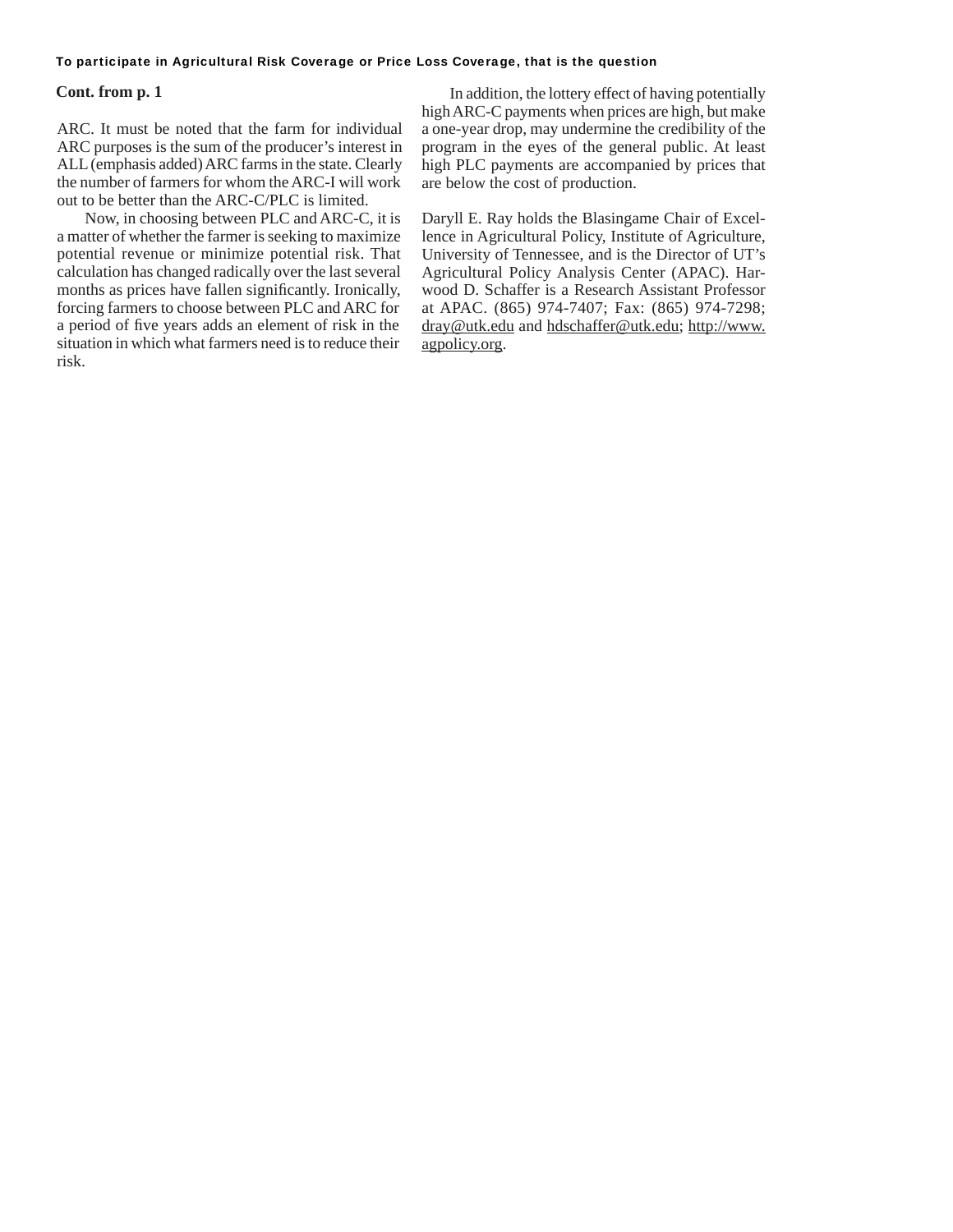**Cont. from p. 1**

ARC. It must be noted that the farm for individual ARC purposes is the sum of the producer's interest in ALL (emphasis added) ARC farms in the state. Clearly the number of farmers for whom the ARC-I will work out to be better than the ARC-C/PLC is limited.

Now, in choosing between PLC and ARC-C, it is a matter of whether the farmer is seeking to maximize potential revenue or minimize potential risk. That calculation has changed radically over the last several months as prices have fallen significantly. Ironically, forcing farmers to choose between PLC and ARC for a period of five years adds an element of risk in the situation in which what farmers need is to reduce their risk.

In addition, the lottery effect of having potentially high ARC-C payments when prices are high, but make a one-year drop, may undermine the credibility of the program in the eyes of the general public. At least high PLC payments are accompanied by prices that are below the cost of production.

Daryll E. Ray holds the Blasingame Chair of Excellence in Agricultural Policy, Institute of Agriculture, University of Tennessee, and is the Director of UT's Agricultural Policy Analysis Center (APAC). Harwood D. Schaffer is a Research Assistant Professor at APAC. (865) 974-7407; Fax: (865) 974-7298; dray@utk.edu and hdschaffer@utk.edu; http://www.agpolicy.org.